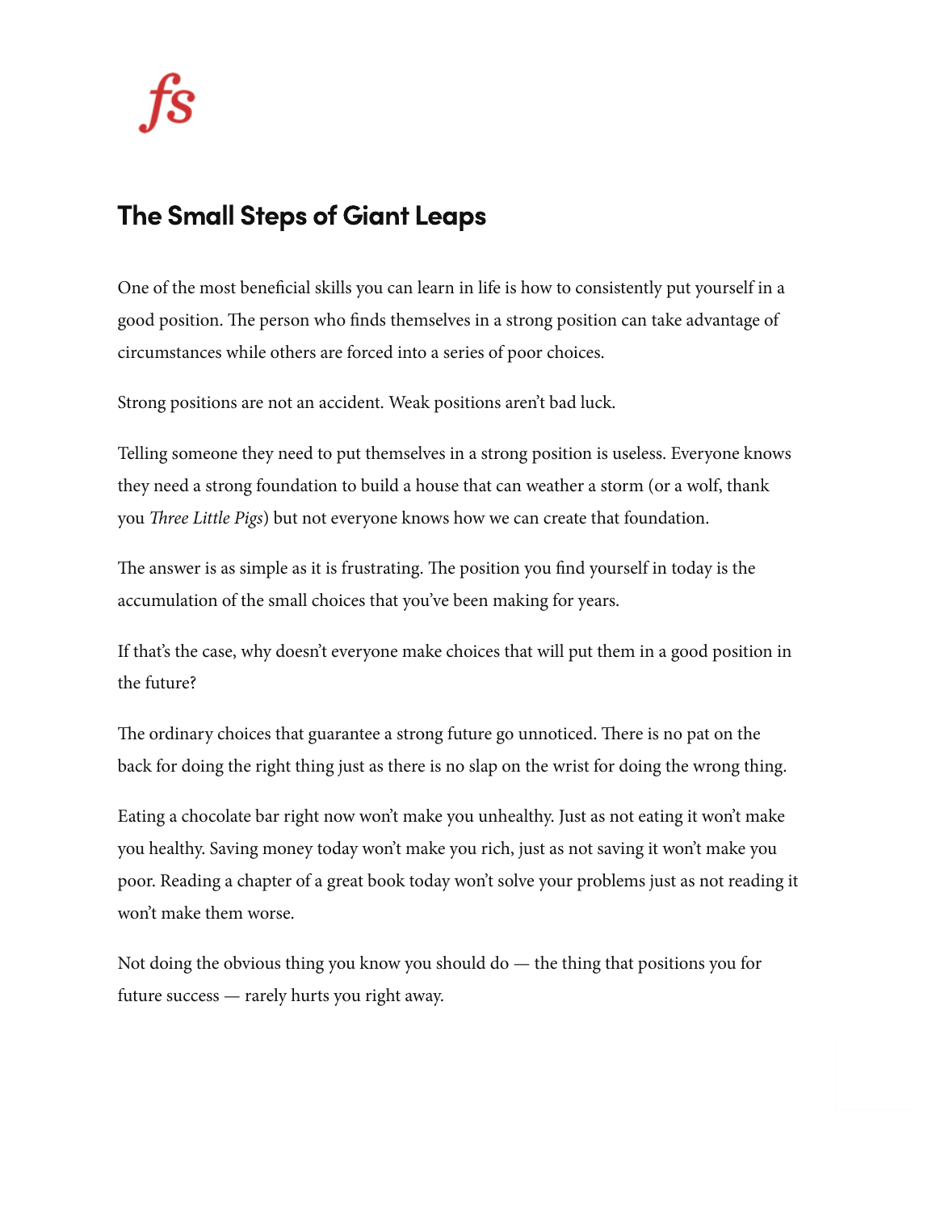# The Small Steps of Giant Leaps

One of the most beneficial skills you can learn in life is how to consistently put yourself in a good position. The person who finds themselves in a strong position can take advantage of circumstances while others are forced into a series of poor choices.

Strong positions are not an accident. Weak positions aren't bad luck.

Telling someone they need to put themselves in a strong position is useless. Everyone knows they need a strong foundation to build a house that can weather a storm (or a wolf, thank you *Three Little Pigs*) but not everyone knows how we can create that foundation.

The answer is as simple as it is frustrating. The position you find yourself in today is the accumulation of the small choices that you've been making for years.

If that's the case, why doesn't everyone make choices that will put them in a good position in the future?

The ordinary choices that guarantee a strong future go unnoticed. There is no pat on the back for doing the right thing just as there is no slap on the wrist for doing the wrong thing.

Eating a chocolate bar right now won't make you unhealthy. Just as not eating it won't make you healthy. Saving money today won't make you rich, just as not saving it won't make you poor. Reading a chapter of a great book today won't solve your problems just as not reading it won't make them worse.

Not doing the obvious thing you know you should do — the thing that positions you for future success — rarely hurts you right away.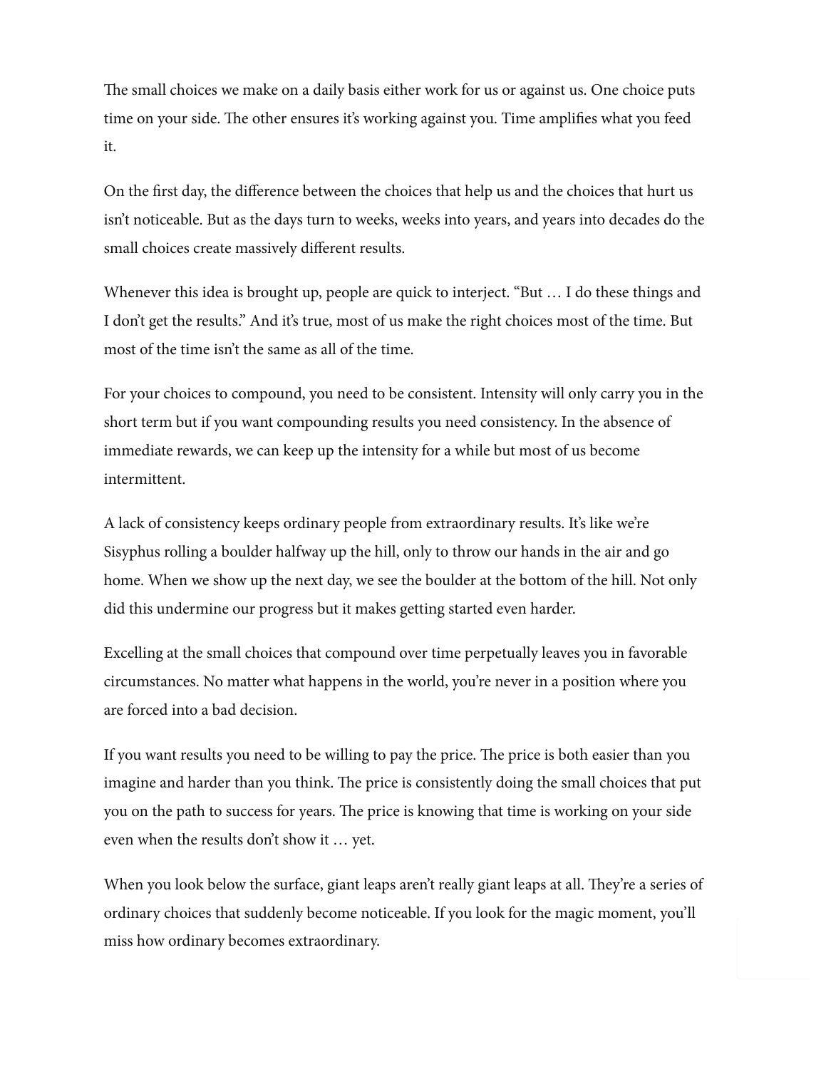The small choices we make on a daily basis either work for us or against us. One choice puts time on your side. The other ensures it's working against you. Time amplifies what you feed it.

On the first day, the difference between the choices that help us and the choices that hurt us isn't noticeable. But as the days turn to weeks, weeks into years, and years into decades do the small choices create massively different results.

Whenever this idea is brought up, people are quick to interject. "But … I do these things and I don't get the results." And it's true, most of us make the right choices most of the time. But most of the time isn't the same as all of the time.

For your choices to compound, you need to be consistent. Intensity will only carry you in the short term but if you want compounding results you need consistency. In the absence of immediate rewards, we can keep up the intensity for a while but most of us become intermittent.

A lack of consistency keeps ordinary people from extraordinary results. It's like we're Sisyphus rolling a boulder halfway up the hill, only to throw our hands in the air and go home. When we show up the next day, we see the boulder at the bottom of the hill. Not only did this undermine our progress but it makes getting started even harder.

Excelling at the small choices that compound over time perpetually leaves you in favorable circumstances. No matter what happens in the world, you're never in a position where you are forced into a bad decision.

If you want results you need to be willing to pay the price. The price is both easier than you imagine and harder than you think. The price is consistently doing the small choices that put you on the path to success for years. The price is knowing that time is working on your side even when the results don't show it … yet.

When you look below the surface, giant leaps aren't really giant leaps at all. They're a series of ordinary choices that suddenly become noticeable. If you look for the magic moment, you'll miss how ordinary becomes extraordinary.